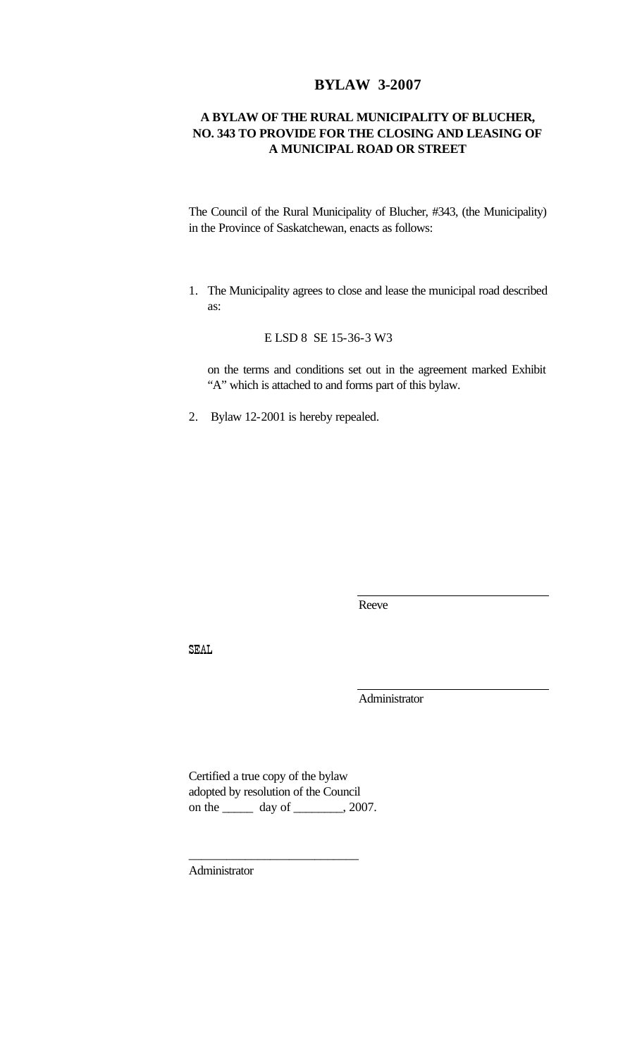# BYLAW 3-2007

## A BYLAW OF THE RURAL MUNICIPALITY OF BLUCHER, NO. 343 TO PROVIDE FOR THE CLOSING AND LEASING OF A MUNICIPAL ROAD OR STREET

The Council of the Rural Municipality of Blucher, #343, (the Municipality) in the Province of Saskatchewan, enacts as follows:

1. The Municipality agrees to close and lease the municipal road described as:

   E LSD 8 SE 15-36-3 W3

   on the terms and conditions set out in the agreement marked Exhibit "A" which is attached to and forms part of this bylaw.

2. Bylaw 12-2001 is hereby repealed.

\_\_\_\_\_\_\_\_\_\_\_\_\_\_\_\_\_\_\_\_\_\_\_\_\_\_\_\_\_\_
Reeve

SEAL

\_\_\_\_\_\_\_\_\_\_\_\_\_\_\_\_\_\_\_\_\_\_\_\_\_\_\_\_\_\_
Administrator

Certified a true copy of the bylaw
adopted by resolution of the Council
on the \_\_\_\_\_ day of \_\_\_\_\_\_\_\_, 2007.

\_\_\_\_\_\_\_\_\_\_\_\_\_\_\_\_\_\_\_\_\_\_\_\_\_\_\_\_\_\_
Administrator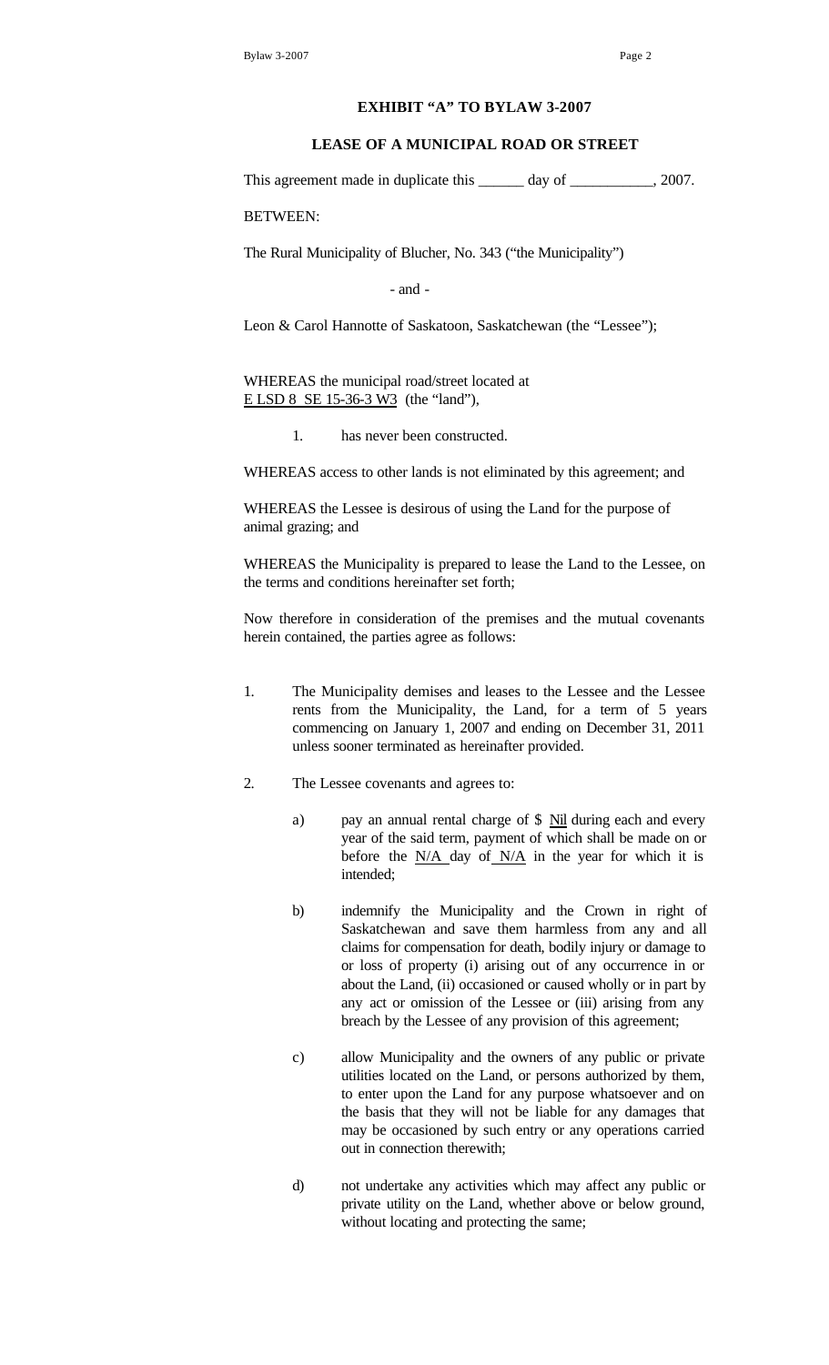## EXHIBIT "A" TO BYLAW 3-2007

## LEASE OF A MUNICIPAL ROAD OR STREET

This agreement made in duplicate this ______ day of ___________, 2007.

BETWEEN:

The Rural Municipality of Blucher, No. 343 ("the Municipality")

- and -

Leon & Carol Hannotte of Saskatoon, Saskatchewan (the "Lessee");

WHEREAS the municipal road/street located at E LSD 8 SE 15-36-3 W3 (the "land"),

1. has never been constructed.

WHEREAS access to other lands is not eliminated by this agreement; and

WHEREAS the Lessee is desirous of using the Land for the purpose of animal grazing; and

WHEREAS the Municipality is prepared to lease the Land to the Lessee, on the terms and conditions hereinafter set forth;

Now therefore in consideration of the premises and the mutual covenants herein contained, the parties agree as follows:

1. The Municipality demises and leases to the Lessee and the Lessee rents from the Municipality, the Land, for a term of 5 years commencing on January 1, 2007 and ending on December 31, 2011 unless sooner terminated as hereinafter provided.

2. The Lessee covenants and agrees to:

   a) pay an annual rental charge of $ Nil during each and every year of the said term, payment of which shall be made on or before the N/A day of N/A in the year for which it is intended;

   b) indemnify the Municipality and the Crown in right of Saskatchewan and save them harmless from any and all claims for compensation for death, bodily injury or damage to or loss of property (i) arising out of any occurrence in or about the Land, (ii) occasioned or caused wholly or in part by any act or omission of the Lessee or (iii) arising from any breach by the Lessee of any provision of this agreement;

   c) allow Municipality and the owners of any public or private utilities located on the Land, or persons authorized by them, to enter upon the Land for any purpose whatsoever and on the basis that they will not be liable for any damages that may be occasioned by such entry or any operations carried out in connection therewith;

   d) not undertake any activities which may affect any public or private utility on the Land, whether above or below ground, without locating and protecting the same;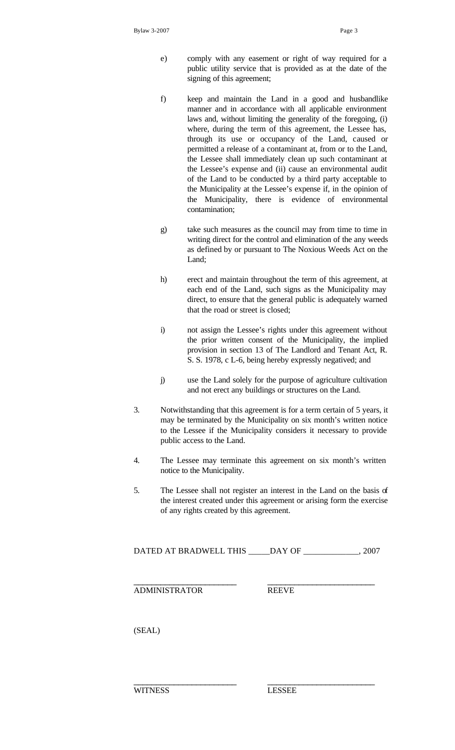e) comply with any easement or right of way required for a public utility service that is provided as at the date of the signing of this agreement;

f) keep and maintain the Land in a good and husbandlike manner and in accordance with all applicable environment laws and, without limiting the generality of the foregoing, (i) where, during the term of this agreement, the Lessee has, through its use or occupancy of the Land, caused or permitted a release of a contaminant at, from or to the Land, the Lessee shall immediately clean up such contaminant at the Lessee's expense and (ii) cause an environmental audit of the Land to be conducted by a third party acceptable to the Municipality at the Lessee's expense if, in the opinion of the Municipality, there is evidence of environmental contamination;

g) take such measures as the council may from time to time in writing direct for the control and elimination of the any weeds as defined by or pursuant to The Noxious Weeds Act on the Land;

h) erect and maintain throughout the term of this agreement, at each end of the Land, such signs as the Municipality may direct, to ensure that the general public is adequately warned that the road or street is closed;

i) not assign the Lessee's rights under this agreement without the prior written consent of the Municipality, the implied provision in section 13 of The Landlord and Tenant Act, R. S. S. 1978, c L-6, being hereby expressly negatived; and

j) use the Land solely for the purpose of agriculture cultivation and not erect any buildings or structures on the Land.

3. Notwithstanding that this agreement is for a term certain of 5 years, it may be terminated by the Municipality on six month's written notice to the Lessee if the Municipality considers it necessary to provide public access to the Land.

4. The Lessee may terminate this agreement on six month's written notice to the Municipality.

5. The Lessee shall not register an interest in the Land on the basis of the interest created under this agreement or arising form the exercise of any rights created by this agreement.

DATED AT BRADWELL THIS _____DAY OF _____________, 2007

________________________ ________________________
ADMINISTRATOR REEVE

(SEAL)

________________________ ________________________
WITNESS LESSEE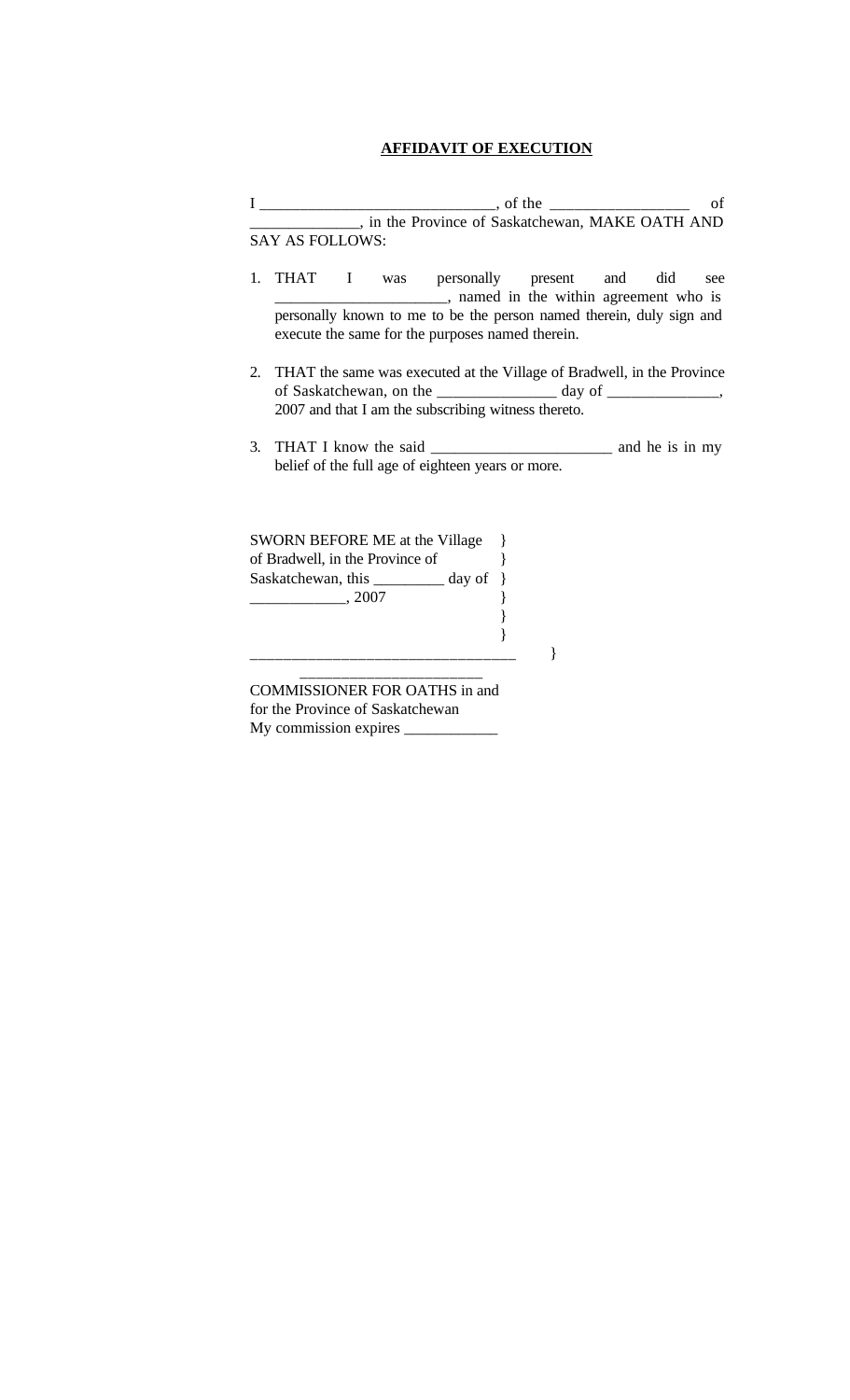**AFFIDAVIT OF EXECUTION**

I ______________________________, of the _________________ of _____________, in the Province of Saskatchewan, MAKE OATH AND SAY AS FOLLOWS:

1. THAT I was personally present and did see _____________________, named in the within agreement who is personally known to me to be the person named therein, duly sign and execute the same for the purposes named therein.

2. THAT the same was executed at the Village of Bradwell, in the Province of Saskatchewan, on the _______________ day of ______________, 2007 and that I am the subscribing witness thereto.

3. THAT I know the said _______________________ and he is in my belief of the full age of eighteen years or more.

SWORN BEFORE ME at the Village }
of Bradwell, in the Province of }
Saskatchewan, this _________ day of }
____________, 2007 }
}
}
_________________________________ }

_______________________

COMMISSIONER FOR OATHS in and for the Province of Saskatchewan
My commission expires ____________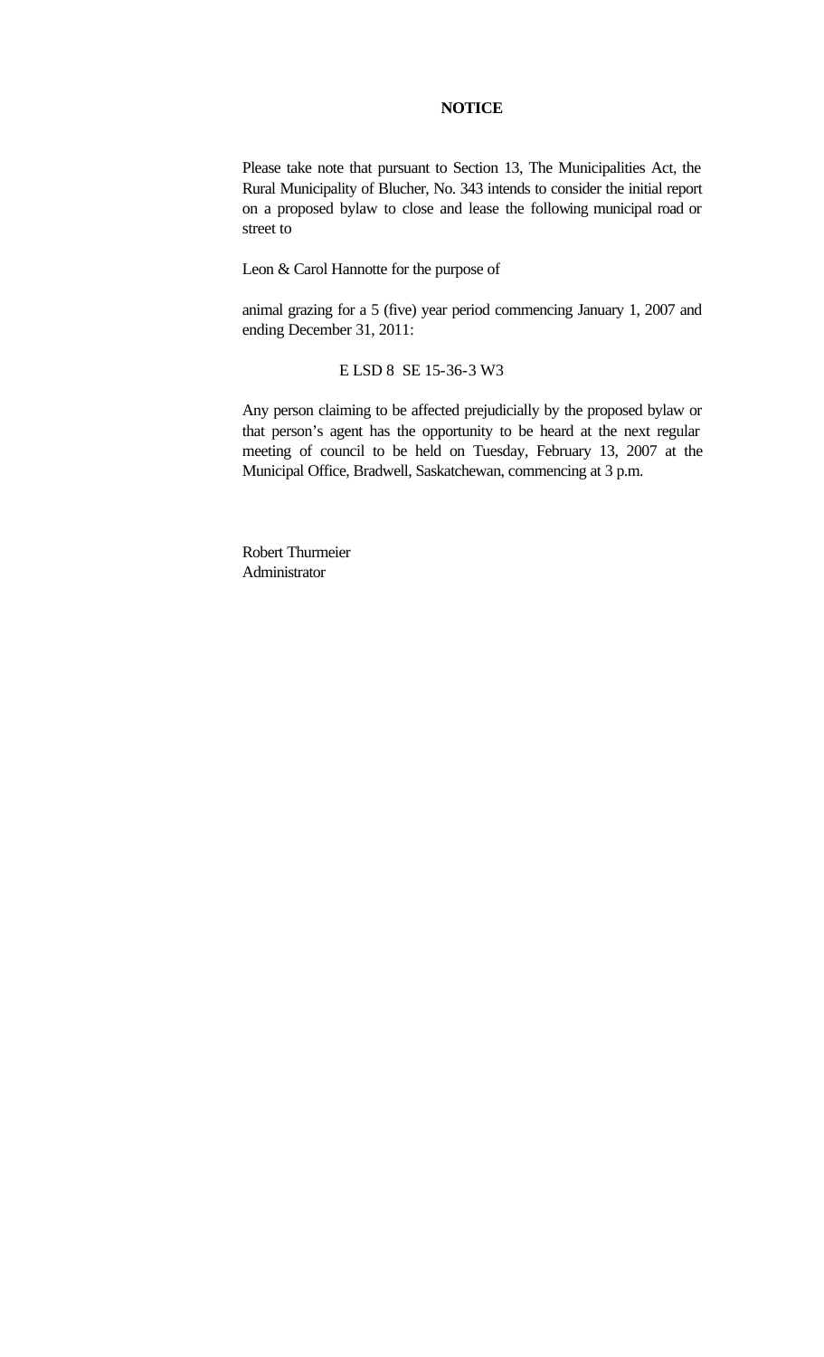**NOTICE**

Please take note that pursuant to Section 13, The Municipalities Act, the Rural Municipality of Blucher, No. 343 intends to consider the initial report on a proposed bylaw to close and lease the following municipal road or street to

Leon & Carol Hannotte for the purpose of

animal grazing for a 5 (five) year period commencing January 1, 2007 and ending December 31, 2011:

E LSD 8 SE 15-36-3 W3

Any person claiming to be affected prejudicially by the proposed bylaw or that person's agent has the opportunity to be heard at the next regular meeting of council to be held on Tuesday, February 13, 2007 at the Municipal Office, Bradwell, Saskatchewan, commencing at 3 p.m.

Robert Thurmeier
Administrator